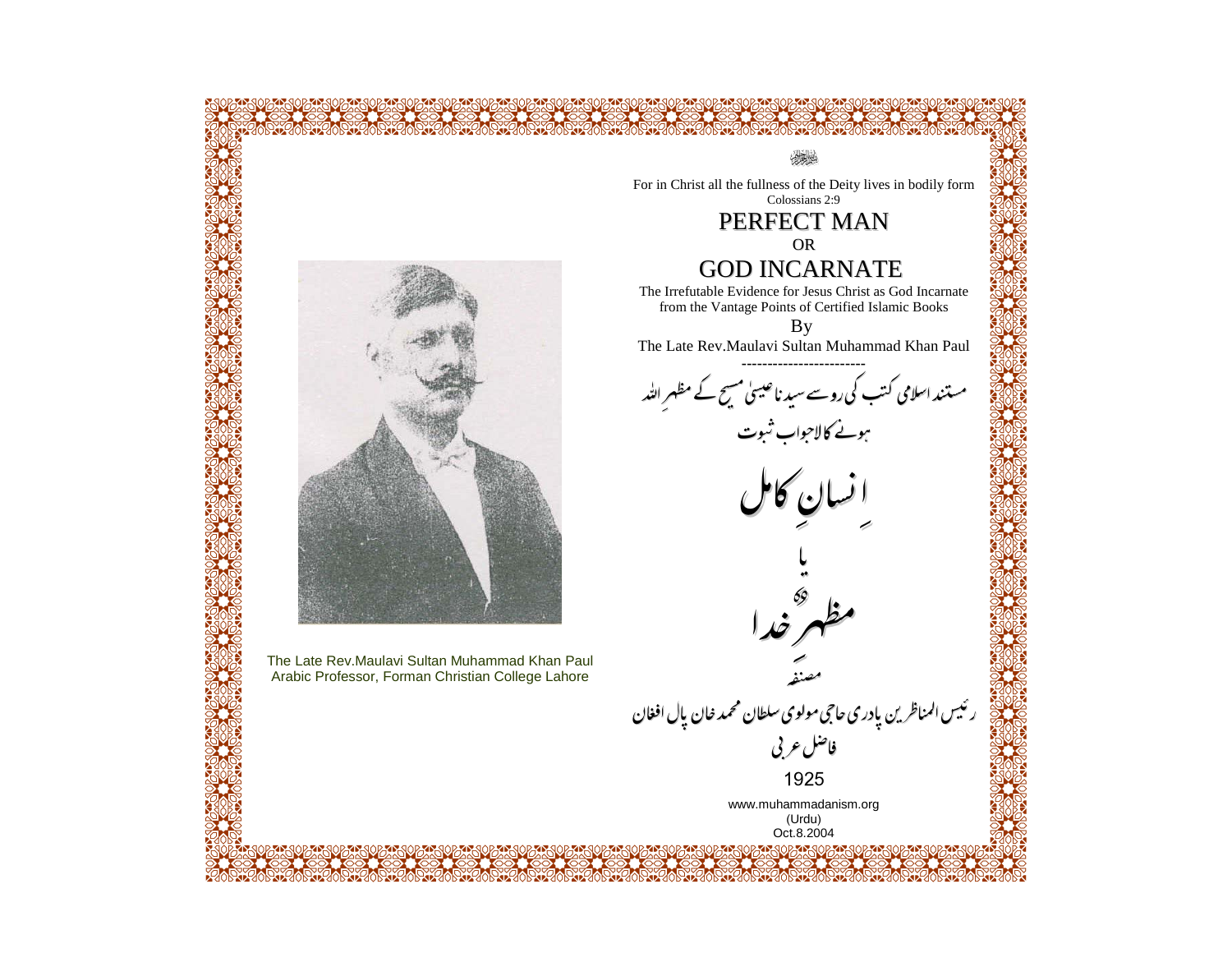بسم اللہ الرحمن الرحیم

For in Christ all the fullness of the Deity lives in bodily form
Colossians 2:9

# PERFECT MAN
OR
# GOD INCARNATE

The Irrefutable Evidence for Jesus Christ as God Incarnate from the Vantage Points of Certified Islamic Books

By

The Late Rev.Maulavi Sultan Muhammad Khan Paul

------------------------

مستند اسلامی کتب کی روسے سیدنا عیسیٰ مسیح کے مظہر اللہ ہونے کالاجواب ثبوت

# اِنسانِ کامل

یا

# مظہرِ خدا

مصنفہ

رئیس المناظرین پادری حاجی مولوی سلطان محمد خان پال افغان

فاضل عربی

1925

www.muhammadanism.org
(Urdu)
Oct.8.2004

The Late Rev.Maulavi Sultan Muhammad Khan Paul
Arabic Professor, Forman Christian College Lahore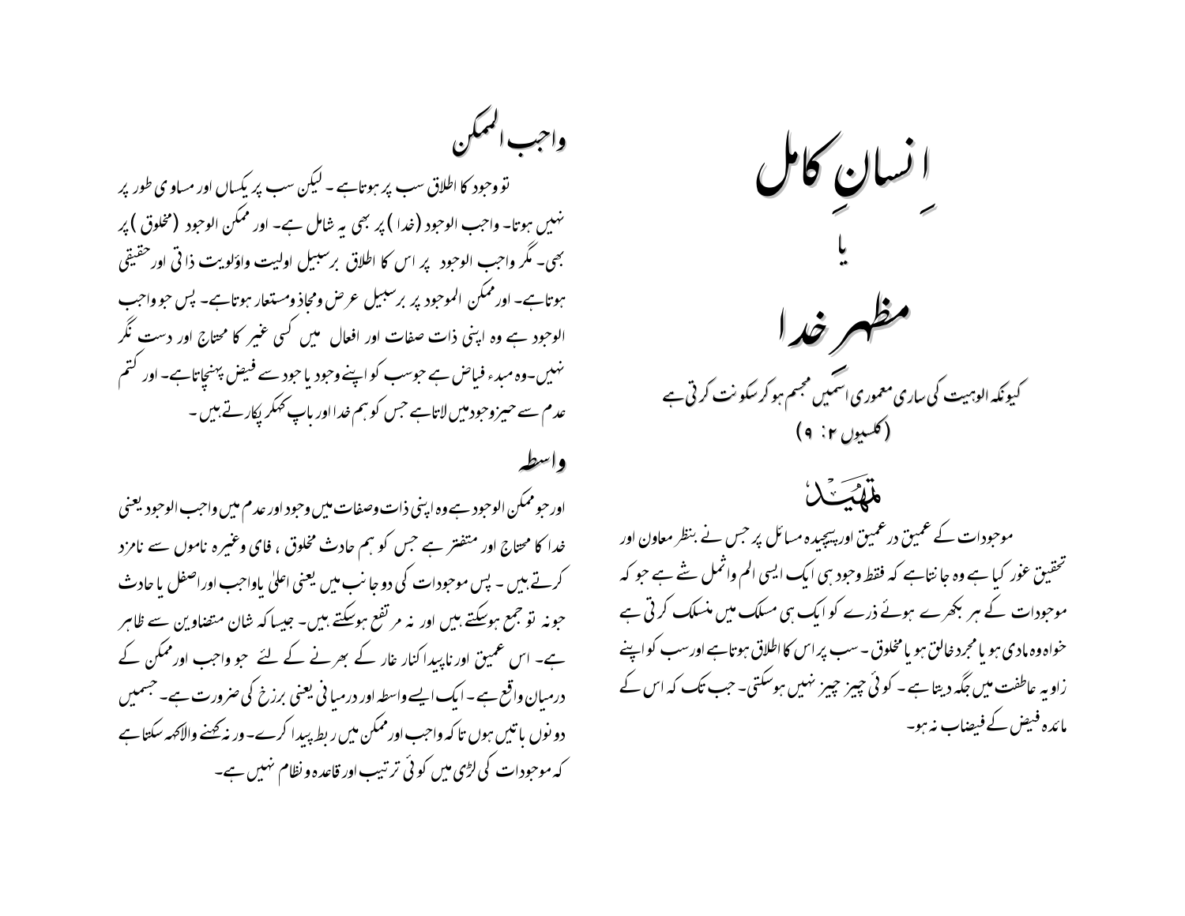# اِنسانِ کامل

## یا

# مظہر خدا

کیونکہ الوہیت کی ساری معموری اُسی میں مجسم ہو کر سکونت کرتی ہے
(کلسیوں ۲: ۹)

## تمہید

موجودات کے عمیق در عمیق اورپیچیدہ مسائل پر جس نے بنظر معاون اور تحقیق غور کیا ہے وہ جانتاہے کہ فقط وجود ہی ایک ایسی الم واشمل شے ہے جو کہ موجودات کے ہر بکھرے ہوئے ذرے کو ایک ہی مسلک میں منسلک کرتی ہے خواہ وہ مادی ہو یا مجرد خالق ہو یا مخلوق ۔ سب پر اس کا اطلاق ہوتاہے اور سب کو اپنے زاویہ عاطفت میں جگہ دیتا ہے ۔ کوئی چیز چیز نہیں ہوسکتی۔ جب تک کہ اس کے مائدہ فیض کے فیضاب نہ ہو۔

## واجب الممکن

تو وجود کا اطلاق سب پر ہوتاہے ۔ لیکن سب پر یکساں اور مساوی طور پر نہیں ہوتا۔ واجب الوجود (خدا ) پر بھی یہ شامل ہے۔ اور ممکن الوجود (مخلوق ) پر بھی۔ مگر واجب الوجود پر اس کا اطلاق برسبیل اولیت واوٗلویت ذاتی اور حقیقی ہوتاہے۔ اور ممکن الموجود پر برسبیل عرض ومجاز ومستعار ہوتاہے۔ پس جو واجب الوجود ہے وہ اپنی ذات صفات اور افعال میں کسی غیر کا محتاج اور دست نگر نہیں ۔وہ مبدء فیاض ہے جو سب کو اپنے وجود یا جود سے فیض پہنچاتاہے۔ اور کتم عدم سے حیزوجود میں لاتاہے جس کو ہم خدا اور باپ کہکر پکارتے ہیں ۔

## واسطہ

اور جو ممکن الوجود ہے وہ اپنی ذات وصفات میں وجود اور عدم میں واجب الوجود یعنی خدا کا محتاج اور متفقر ہے جس کو ہم حادث مخلوق ، فای وغیرہ ناموں سے نامزد کرتے ہیں ۔ پس موجودات کی دو جانب میں یعنی اعلیٰ یاواجب اوراصفل یا حادث جو نہ تو جمع ہوسکتے ہیں اور نہ مرتفع ہوسکتے ہیں۔ جیسا کہ شان متضاوین سے ظاہر ہے۔ اس عمیق اور ناپیدا کنار غار کے بھرنے کے لئے جو واجب اور ممکن کے درمیان واقع ہے ۔ایک ایسے واسطہ اور درمیانی یعنی برزخ کی ضرورت ہے۔ جسمیں دونوں باتیں ہوں تا کہ واجب اور ممکن میں ربط پیدا کرے۔ ورنہ کہنے والاکہہ سکتا ہے کہ موجودات کی لڑی میں کوئی ترتیب اور قاعدہ ونظام نہیں ہے۔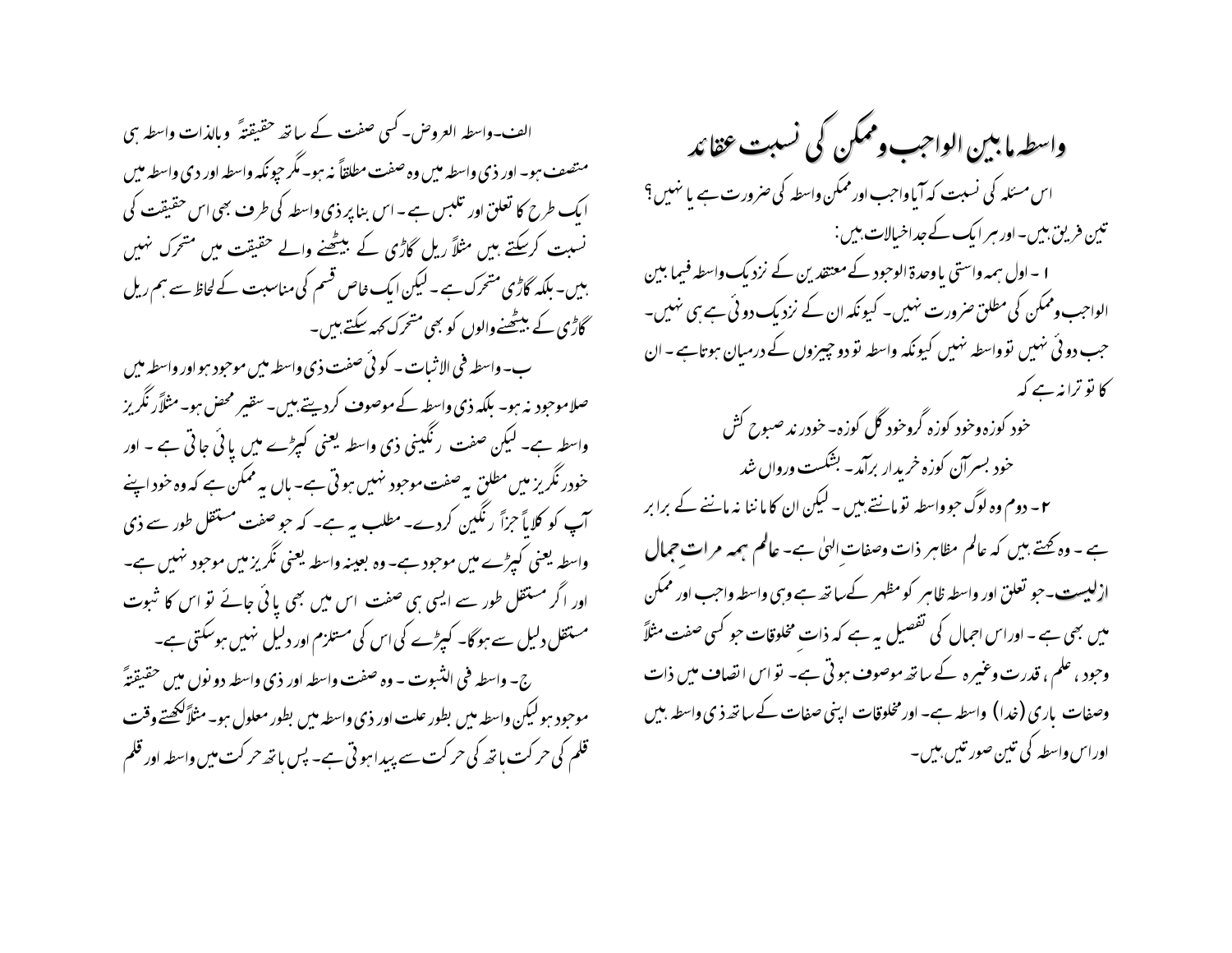# واسطہ مابین الواجب وممکن کی نسبت عقائد

اس مسئلہ کی نسبت کہ آیا واجب اور ممکن واسطہ کی ضرورت ہے یا نہیں؟ تین فریق ہیں۔ اور ہر ایک کے جدا خیالات ہیں:

۱۔ اول ہمہ واستی یا وحدۃ الوجود کے معتقدین کے نزدیک واسطہ فیما بین الواجب وممکن کی مطلق ضرورت نہیں۔ کیونکہ ان کے نزدیک دوئی ہے ہی نہیں۔ جب دوئی نہیں تو واسطہ نہیں کیونکہ واسطہ تو دو چیزوں کے درمیان ہوتا ہے۔ ان کا تو ترانہ ہے کہ

خود کوزہ وخود کوزہ گروخود گل کوزہ۔ خودرند صبوح کش

خود بسر آن کوزہ خریدار برآمد۔ بشکست وروان شد

۲۔ دوم وہ لوگ جو واسطہ تو مانتے ہیں۔ لیکن ان کا ماننا نہ ماننے کے برابر ہے۔ وہ کہتے ہیں کہ عالم مظاہر ذات وصفات الہٰی ہے۔ **عالم ہمہ مرات جمال ازلیست**۔ جو تعلق اور واسطہ ظاہر کو مظہر کے ساتھ ہے وہی واسطہ واجب اور ممکن میں بھی ہے۔ اور اس اجمال کی تفصیل یہ ہے کہ ذاتِ مخلوقات جو کسی صفت مثلاً وجود، علم، قدرت وغیرہ کے ساتھ موصوف ہوتی ہے۔ تو اس اتصاف میں ذات وصفات باری (خدا) واسطہ ہے۔ اور مخلوقات اپنی صفات کے ساتھ ذی واسطہ ہیں اور اس واسطہ کی تین صورتیں ہیں۔

الف۔ واسطہ العروض۔ کسی صفت کے ساتھ حقیقتاً وبالذات واسطہ ہی متصف ہو۔ اور ذی واسطہ میں وہ صفت مطلقاً نہ ہو۔ مگر چونکہ واسطہ اور ذی واسطہ میں ایک طرح کا تعلق اور تلبس ہے۔ اس بناپر ذی واسطہ کی طرف بھی اس حقیقت کی نسبت کرسکتے ہیں مثلاً ریل گاڑی کے بیٹھنے والے حقیقت میں متحرک نہیں ہیں۔ بلکہ گاڑی متحرک ہے۔ لیکن ایک خاص قسم کی مناسبت کے لحاظ سے ہم ریل گاڑی کے بیٹھنے والوں کو بھی متحرک کہہ سکتے ہیں۔

ب۔ واسطہ فی الاثبات۔ کوئی صفت ذی واسطہ میں موجود ہو اور واسطہ میں صلا موجود نہ ہو۔ بلکہ ذی واسطہ کے موصوف کردیتے ہیں۔ سفیر محض ہو۔ مثلاً نگریز واسطہ ہے۔ لیکن صفت رنگینی ذی واسطہ یعنی کپڑے میں پائی جاتی ہے۔ اور خود نگریز میں مطلق یہ صفت موجود نہیں ہوتی ہے۔ ہاں یہ ممکن ہے کہ وہ خود اپنے آپ کو کلاًیا جزاً رنگین کردے۔ مطلب یہ ہے۔ کہ جو صفت مستقل طور سے ذی واسطہ یعنی کپڑے میں موجود ہے۔ وہ بعینہ واسطہ یعنی نگریز میں موجود نہیں ہے۔ اور اگر مستقل طور سے ایسی ہی صفت اس میں بھی پائی جائے تو اس کا ثبوت مستقل دلیل سے ہوگا۔ کپڑے کی اس کی مستلزم اور دلیل نہیں ہوسکتی ہے۔

ج۔ واسطہ فی الثبوت۔ وہ صفت واسطہ اور ذی واسطہ دونوں میں حقیقتاً موجود ہو لیکن واسطہ میں بطور علت اور ذی واسطہ میں بطور معلول ہو۔ مثلاً لکھتے وقت قلم کی حرکت ہاتھ کی حرکت سے پیدا ہوتی ہے۔ پس ہاتھ حرکت میں واسطہ اور قلم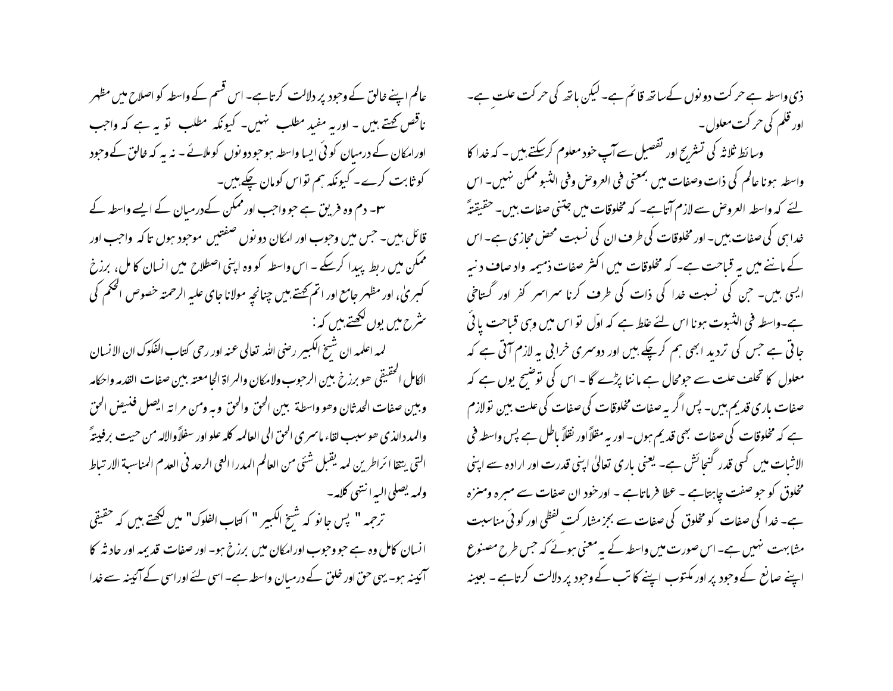ذی واسطہ ہے حرکت دونوں کے ساتھ قائم ہے۔ لیکن ہاتھ کی حرکت علت ہے۔ اور قلم کی حرکت معلول۔

وسائط ثلاثہ کی تشریح اور تفصیل سے آپ خود معلوم کرسکتے ہیں ۔ کہ خدا کا واسطہ ہونا عالم کی ذات وصفات میں بمعنی فی العروض وفی الثبو ممکن نہیں۔ اس لئے کہ واسطہ العروض سے لازم آتاہے۔ کہ مخلوقات میں جتنی صفات ہیں۔ حقیقتہً خداہی کی صفات ہیں۔ اور مخلوقات کی طرف ان کی نسبت محض مجازی ہے۔ اس کے ماننے میں یہ قباحت ہے۔ کہ مخلوقات میں اکثر صفات ذمیمہ واوصاف دنیہ ایسی ہیں۔ جن کی نسبت خدا کی ذات کی طرف کرنا سراسر کفر اور گستاخی ہے۔واسطہ فی الثبوت ہونا اس لئے غلط ہے کہ اوّل تو اس میں وہی قباحت پائی جاتی ہے جس کی تردید ابھی ہم کرچکے ہیں اور دوسری خرابی یہ لازم آتی ہے کہ معلول کا تخلف علت سے جومحال ہے ماننا پڑے گا ۔ اس کی توضیح یوں ہے کہ صفات باری قدیم ہیں۔ پس اگر یہ صفات مخلوقات کی صفات کی علت ہیں تو لازم ہے کہ مخلوقات کی صفات بھی قدیم ہوں۔ اور یہ عقلاً اور نقلاً باطل ہے پس واسطہ فی الاثبات میں کسی قدر گنجائش ہے۔ یعنی باری تعالیٰ اپنی قدرت اور ارادہ سے اپنی مخلوق کو جو صفت چاہتاہے ۔ عطا فرماتاہے ۔ اور خود ان صفات سے مبرہ ومنزہ ہے۔ خدا کی صفات کو مخلوق کی صفات سے بجز مشارکت لفظی اور کوئی مناسبت مشابہت نہیں ہے۔ اس صورت میں واسطہ کے یہ معنی ہوئے کہ جس طرح مصنوع اپنے صانع کے وجود پر اور مکتوب اپنے کاتب کے وجود پر دلالت کرتاہے ۔ بعینہ عالم اپنے خالق کے وجود پر دلالت کرتاہے۔ اس قسم کے واسطہ کو اصلاح میں مظہر ناقص کہتے ہیں ۔ اور یہ مفید مطلب نہیں۔ کیونکہ مطلب تو یہ ہے کہ واجب اور امکان کے درمیان کوئی ایسا واسطہ ہوجو دونوں کوملائے ۔ نہ یہ کہ خالق کے وجود کو ثابت کرے ۔ کیونکہ ہم تواس کومان چکے ہیں۔

۳۔ دم وہ فریق ہے جو واجب اور ممکن کے درمیان کے ایسے واسطہ کے قائل ہیں۔ جس میں وجوب اور امکان دونوں صفتیں موجود ہوں تاکہ واجب اور ممکن میں ربط پیدا کرسکے ۔ اس واسطہ کو وہ اپنی اصطلاح میں انسان کامل، برزخ کبریٰ، اور مظہر جامع اور اتم کہتے ہیں چنانچہ مولانا جامی علیہ الرحمتہ خصوص الحکم کی شرح میں یوں لکھتے ہیں کہ :

لمہ اعلمہ ان شیخ الکبیر رضی اللہ تعالی عنہ اور رحی کتاب الفکوک ان الانسان الکامل الحقیقی ھو برزخ بین الرجوب ولامکان والمراۃ الجامعتہ بین صفات القدمہ واحکامہ وبین صفات الحدثان وھو واسطۃ بین الحق والحق وبہ ومن مراتہ ایصل فنیض الحق والمدد الذی ھو سبب لقاء ماسری الحق الی العالمہ کلہ علو اور سفلاً والالہ من حیث برفیتہً التی یتقا ائراطرین لمہ یقبل شئی من العالم المدرا العی الرحد فی العدم المناسبۃ الارتباط ولمہ یصلی الیہ انتہی کلامہ۔

ترجمہ " پس جانو کہ شیخ الکبیر " اکتاب الفلوک" میں لکھتے ہیں کہ حقیقی انسان کامل وہ ہے جو وجوب اورامکان میں برزخ ہو۔ اور صفات قدیمہ اور حادثہ کا آئینہ ہو۔ یہی حق اور خلق کے درمیان واسطہ ہے۔ اسی لئے اوراسی کے آئینہ سے خدا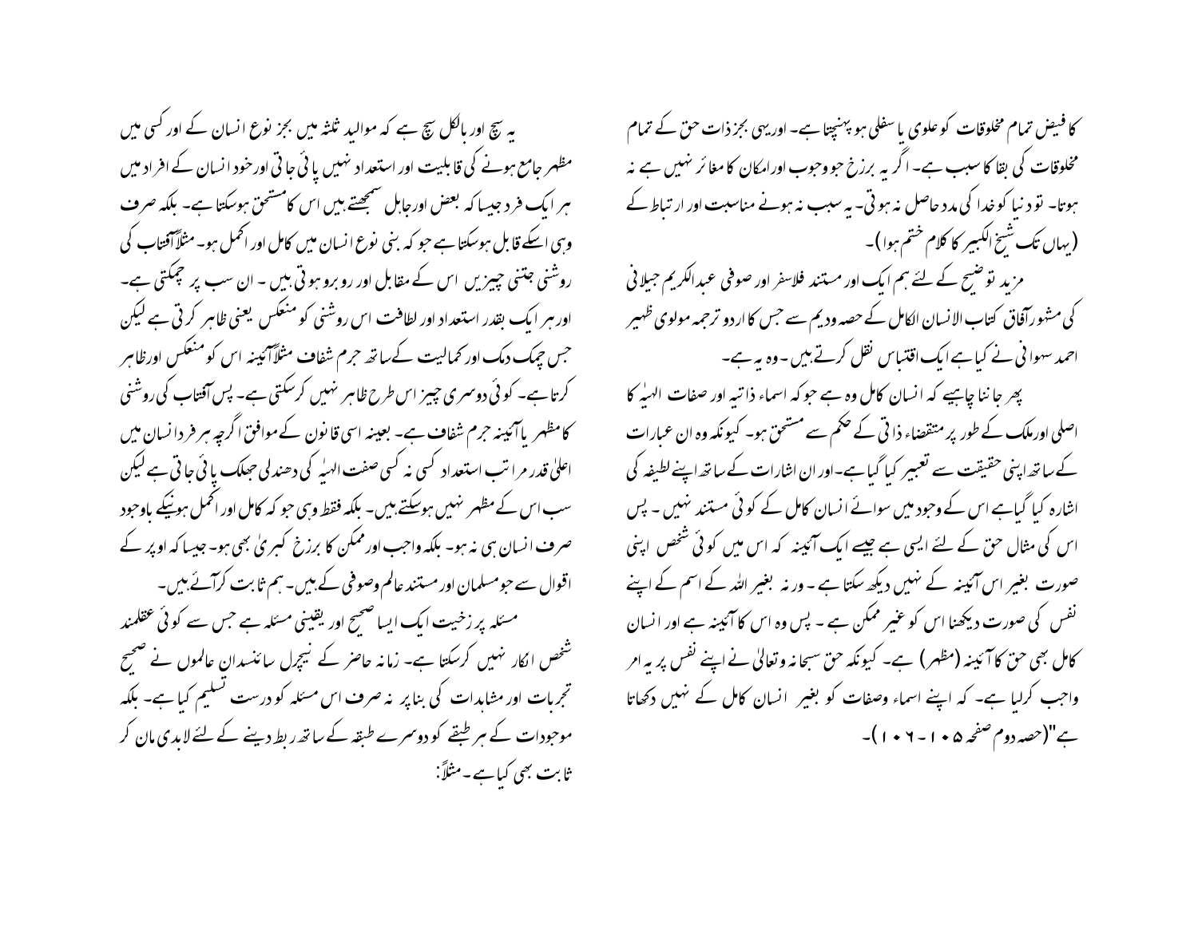کا فیض تمام مخلوقات کو علوی یا سفلی ہو پہنچتا ہے۔ اوریہی بجز ذات حق کے تمام مخلوقات کی بقا کا سبب ہے۔ اگر یہ برزخ جو وجوب اورامکان کا مغائر نہیں ہے نہ ہوتا۔ تو دنیا کو خدا کی مدد حاصل نہ ہوتی۔ یہ سبب نہ ہونے مناسبت اور ارتباط کے (یہاں تک شیخ الکبیر کا کلام ختم ہوا)۔

مزید توضیح کے لئے ہم ایک اور مستند فلاسفر اور صوفی عبدالکریم جیلانی کی مشہور آفاق کتاب الانسان الکامل کے حصہ ودیم سے جس کا اردو ترجمہ مولوی ظہیر احمد سہوانی نے کیا ہے ایک اقتباس نقل کرتے ہیں ۔وہ یہ ہے۔

پھر جاننا چاہیے کہ انسان کامل وہ ہے جو کہ اسماء ذاتیہ اور صفات الہیٰ کا اصلی اورملک کے طور پر متقضاء ذاتی کے حکم سے مستحق ہو۔ کیونکہ وہ ان عبارات کے ساتھ اپنی حقیقت سے تعبیر کیا گیا ہے۔اور ان اشارات کے ساتھ اپنے لطیفہ کی اشارہ کیا گیاہے اس کے وجود میں سوائے انسان کامل کے کوئی مستند نہیں ۔ پس اس کی مثال حق کے لئے ایسی ہے جیسے ایک آئینہ کہ اس میں کوئی شخص اپنی صورت بغیر اس آئینہ کے نہیں دیکھ سکتا ہے ۔ ورنہ بغیر اللہ کے اسم کے اپنے نفس کی صورت دیکھنا اس کو غیر ممکن ہے ۔ پس وہ اس کا آئینہ ہے اور انسان کامل بھی حق کا آئینہ (مظہر) ہے۔ کیونکہ حق سبحانہ وتعالیٰ نے اپنے نفس پر یہ امر واجب کرلیا ہے۔ کہ اپنے اسماء وصفات کو بغیر انسان کامل کے نہیں دکھاتا ہے"(حصہ دوم صفحہ ۱۰۵ - ۱۰۶)۔

یہ سچ اور بالکل سچ ہے کہ موالید ثلثہ میں بجز نوع انسان کے اور کسی میں مظہر جامع ہونے کی قابلیت اور استعداد نہیں پائی جاتی اورخود انسان کے افراد میں ہر ایک فرد جیسا کہ بعض اورجاہل سمجھتے ہیں اس کا مستحق ہوسکتا ہے۔ بلکہ صرف وہی اسکے قابل ہوسکتا ہے جو کہ بنی نوع انسان میں کامل اور اکمل ہو۔ مثلاً آفتاب کی روشنی جتنی چیزیں اس کے مقابل اور روبرو ہوتی ہیں ۔ ان سب پر چمکتی ہے۔ اور ہر ایک بقدر استعداد اور لطافت اس روشنی کو منعکس یعنی ظاہر کرتی ہے لیکن جس چمک دمک اور کمالیت کے ساتھ جرم شفاف مثلاً آئینہ اس کو منعکس اور ظاہر کرتا ہے۔ کوئی دوسری چیز اس طرح ظاہر نہیں کرسکتی ہے۔ پس آفتاب کی روشنی کا مظہر یا آئینہ جرم شفاف ہے۔ بعینہ اسی قانون کے موافق اگرچہ ہر فرد انسان میں اعلیٰ قدر مراتب استعداد کسی نہ کسی صفت الہیٰ کی دھندلی جھلک پائی جاتی ہے لیکن سب اس کے مظہر نہیں ہوسکتے ہیں۔ بلکہ فقط وہی جو کہ کامل اور اکمل ہونیکے باوجود صرف انسان ہی نہ ہو۔ بلکہ واجب اور ممکن کا برزخ کبریٰ بھی ہو۔ جیسا کہ اوپر کے اقوال سے جو مسلمان اور مستند عالم وصوفی کے ہیں۔ ہم ثابت کرآئے ہیں۔

مسئلہ برزخیت ایک ایسا صحیح اور یقینی مسئلہ ہے جس سے کوئی عقلمند شخص انکار نہیں کرسکتا ہے۔ زمانہ حاضر کے نیچرل سائنسدان عالموں نے صحیح تجربات اور مشاہدات کی بناپر نہ صرف اس مسئلہ کو درست تسلیم کیا ہے۔ بلکہ موجودات کے ہر طبقے کو دوسرے طبقہ کے ساتھ ربط دینے کے لئے لابدی مان کر ثابت بھی کیا ہے ۔مثلاً: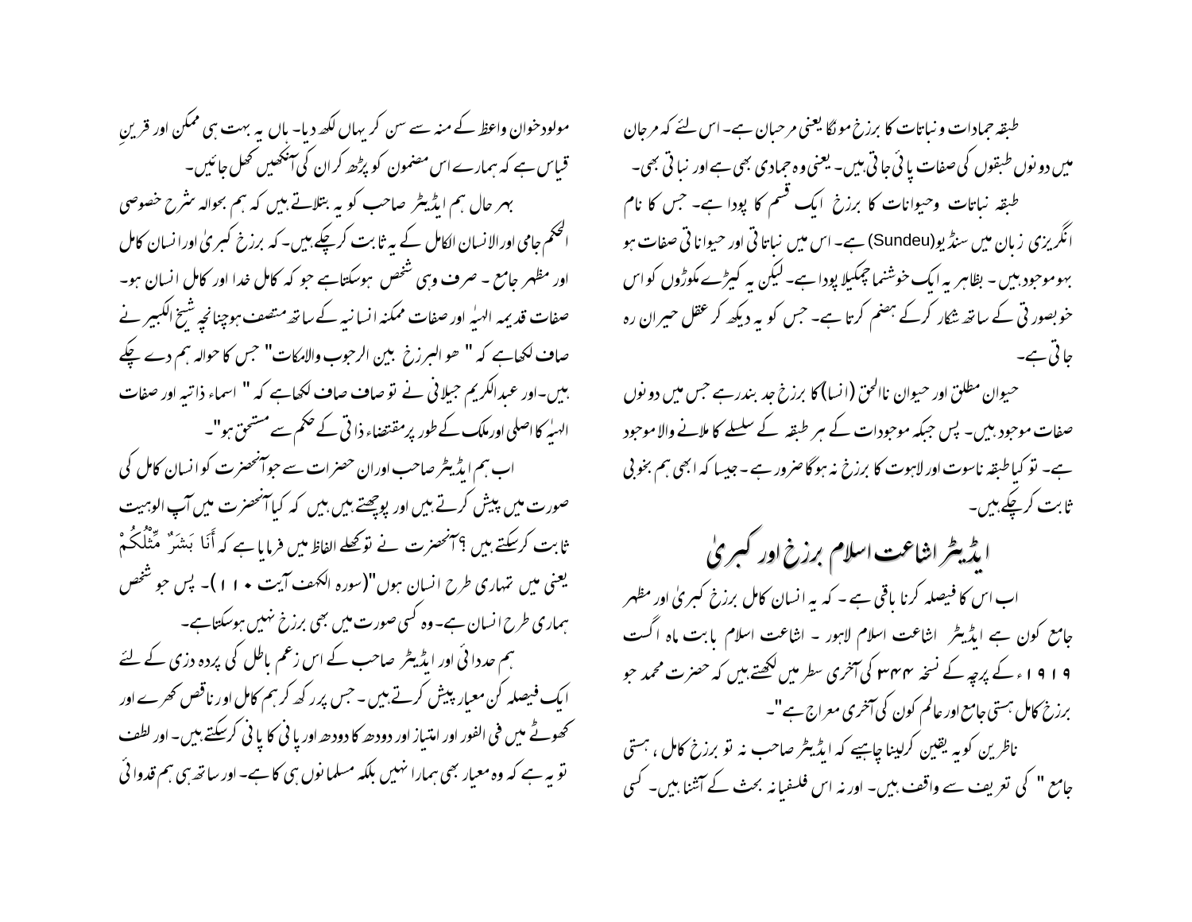طبقہ جمادات ونباتات کا برزخ مونگا یعنی مرجان ہے۔ اس لئے کہ مرجان میں دونوں طبقوں کی صفات پائی جاتی ہیں۔ یعنی وہ جمادی بھی ہے اور نباتی بھی۔

طبقہ نباتات وحیوانات کا برزخ ایک قسم کا پودا ہے۔ جس کا نام انگریزی زبان میں سنڈیو(Sundeu) ہے۔ اس میں نباتاتی اور حیواناتی صفات ہو بہوموجود ہیں۔ بظاہر یہ ایک خوشنما چمکیلا پودا ہے۔ لیکن یہ کیڑے مکوڑوں کو اس خوبصورتی کے ساتھ شکار کرکے ہضم کرتا ہے۔ جس کو یہ دیکھ کر عقل حیران رہ جاتی ہے۔

حیوان مطلق اور حیوان ناالحق (انسا) کا برزخ جد بندر ہے جس میں دونوں صفات موجود ہیں۔ پس جبکہ موجودات کے ہر طبقہ کے سلسلے کا ملانے والا موجود ہے۔ تو کیا طبقہ ناسوت اور لاہوت کا برزخ نہ ہوگا ضرور ہے۔ جیسا کہ ابھی ہم بخوبی ثابت کرچکے ہیں۔

## ایڈیٹر اشاعت اسلام برزخ اور کبریٰ

اب اس کا فیصلہ کرنا باقی ہے۔ کہ یہ انسان کامل برزخ کبریٰ اور مظہر جامع کون ہے ایڈیٹر اشاعت اسلام لاہور۔ اشاعت اسلام بابت ماہ اگست ۱۹۱۹ء کے پرچہ کے نسخہ ۳۴۴ کی آخری سطر میں لکھتے ہیں کہ حضرت محمد جو برزخ کامل ہستی جامع اور عالم کون کی آخری معراج ہے"۔

ناظرین کو یہ یقین کرلینا چاہیے کہ ایڈیٹر صاحب نہ تو برزخ کامل، ہستی جامع " کی تعریف سے واقف ہیں۔ اور نہ اس فلسفیانہ بحث کے آشنا ہیں۔ کسی مولودخوان واعظ کے منہ سے سن کر یہاں لکھ دیا۔ ہاں یہ بہت ہی ممکن اور قرینِ قیاس ہے کہ ہمارے اس مضمون کو پڑھ کر ان کی آنکھیں کھل جائیں۔

بہر حال ہم ایڈیٹر صاحب کو یہ بتلاتے ہیں کہ ہم بحوالہ شرح خصوصی الحکم جامی اور الانسان الکامل کے یہ ثابت کرچکے ہیں۔ کہ برزخ کبریٰ اور انسان کامل اور مظہر جامع۔ صرف وہی شخص ہوسکتاہے جو کہ کامل خدا اور کامل انسان ہو۔ صفات قدیمہ الہیٰ اور صفات ممکنہ انسانیہ کے ساتھ متصف ہو چنانچہ شیخ الکبیر نے صاف لکھاہے کہ " ھو البرزخ بین الرجوب والامکات" جس کا حوالہ ہم دے چکے ہیں۔ اور عبدالکریم جیلانی نے تو صاف صاف لکھاہے کہ " اسماء ذاتیہ اور صفات الہیٰ کا اصلی اور ملک کے طور پر مقتضاء ذاتی کے حکم سے مستحق ہو"۔

اب ہم ایڈیٹر صاحب اور ان حضرات سے جو آنحضرت کو انسان کامل کی صورت میں پیش کرتے ہیں اور پوچھتے ہیں کہ کیا آنحضرت میں آپ الوہیت ثابت کرسکتے ہیں ؟ آنحضرت نے توکھلے الفاظ میں فرمایا ہے کہ أَنَا بَشَرٌ مِّثْلُكُمْ یعنی میں تمہاری طرح انسان ہوں"(سورہ الکھف آیت ۱۱۰)۔ پس جو شخص ہماری طرح انسان ہے۔ وہ کسی صورت میں بھی برزخ نہیں ہوسکتاہے۔

ہم حدادئی اور ایڈیٹر صاحب کے اس زعم باطل کی پردہ دری کے لئے ایک فیصلہ کن معیار پیش کرتے ہیں۔ جس پر رکھ کر ہم کامل اور ناقص کھرے اور کھوٹے میں فی الفور اور امتیاز اور دودھ کا دودھ اور پانی کا پانی کرسکتے ہیں۔ اور لطف تو یہ ہے کہ وہ معیار بھی ہمارا نہیں بلکہ مسلمانوں ہی کا ہے۔ اور ساتھ ہی ہم قدوائی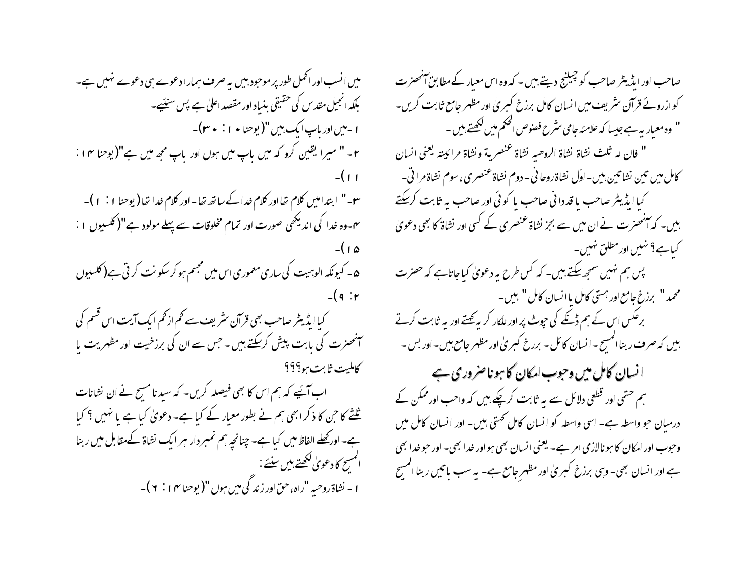صاحب اور ایڈیٹر صاحب کو چیلنج دیتے ہیں ۔ کہ وہ اس معیار کے مطابق آنحضرت کو ازروئے قرآن شریف میں انسان کامل برزخ کبریٰ اور مظہر جامع ثابت کریں۔

" وہ معیار یہ ہے جیسا کہ علامۂ جامی شرح فصوص الحکم میں لکھتے ہیں ۔

" فان لہ ثلث نشاۃ نشاۃ الروحیہ نشاۃ عنصریۃ ونشاۃ مرائیتہ یعنی انسان کامل میں تین نشاتین ہیں۔ اوّل نشاۃ روحانی ۔ دوم نشاۃ عنصری ، سوم نشاۃ مراتی۔

کیا ایڈیٹر صاحب یا قددانی صاحب یا کوئی اور صاحب یہ ثابت کرسکتے ہیں ۔ کہ آنحضرت نے ان میں سے بجز نشاۃ عنصری کے کسی اور نشاۃ کا بھی دعویٰ کیا ہے؟ نہیں اور مطلق نہیں۔

پس ہم نہیں سمجھ سکتے ہیں ۔ کہ کس طرح یہ دعویٰ کیا جاتا ہے کہ حضرت محمد " برزخ جامع اور ہستی کامل یا انسان کامل " ہیں۔

برعکس اس کے ہم ڈنکے کی چوٹ پر اور للکار کر یہ کہتے اور یہ ثابت کرتے ہیں کہ صرف ربنا المسیح ۔ انسان کامل ۔ برزخ کبریٰ اور مظہر جامع ہیں۔ اور بس ۔

## انسان کامل میں وجوب امکان کا ہونا ضروری ہے

ہم حتمی اور قطعی دلائل سے یہ ثابت کرچکے ہیں کہ واجب اور ممکن کے درمیان جو واسطہ ہے۔ اسی واسطہ کو انسان کامل کہتی ہیں۔ اور انسان کامل میں وجوب اور امکان کا ہونا لازمی امر ہے۔ یعنی انسان بھی ہو اور خدا بھی۔ اور جو خدا بھی ہے اور انسان بھی۔ وہی برزخ کبریٰ اور مظہرِ جامع ہے۔ یہ سب باتیں ربنا المسیح میں انسب اور اکمل طور پر موجود ہیں یہ صرف ہمارا دعوے ہی دعوے نہیں ہے۔ بلکہ انجیل مقدس کی حقیقی بنیاد اور مقصد اعلیٰ ہے پس سنئیے۔

۱ ۔میں اور باپ ایک ہیں"(یوحنا ۱۰ : ۳۰)۔

۲۔ " میرا یقین کرو کہ میں باپ میں ہوں اور باپ مجھ میں ہے"(یوحنا ۱۴ : ۱۱)۔

۳۔" ابتدامیں کلام تھا اور کلام خدا کے ساتھ تھا۔ اور کلام خدا تھا(یوحنا ۱ : ۱)۔

۴۔وہ خدا کی اندیکھی صورت اور تمام مخلوقات سے پہلے مولود ہے"(کلسیوں ۱ : ۱۵)۔

۵۔ کیونکہ الوہیت کی ساری معموری اس میں مجسم ہو کر سکونت کرتی ہے(کلسیوں ۲: ۹)۔

کیا ایڈیٹر صاحب بھی قرآن شریف سے کم ازکم ایک آیت اس قسم کی آنحضرت کی بابت پیش کرسکتے ہیں ۔ جس سے ان کی برزخیت اور مظہریت یا کاملیت ثابت ہو؟؟؟

اب آئیے کہ ہم اس کا بھی فیصلہ کریں۔ کہ سیدنا مسیح نے ان نشانات ثلثہ کا جن کا ذکر ابھی ہم نے بطور معیار کے کیا ہے۔ دعویٰ کیا ہے یا نہیں ؟ کیا ہے۔ اور کھلے الفاظ میں کیا ہے۔ چنانچہ ہم نمبردار ہر ایک نشاۃ کےمقابل میں ربنا المسیح کا دعویٰ لکھتے ہیں سنئے :

۱ ۔ نشاۃ روحیہ "راہ، حق اور زندگی میں ہوں"(یوحنا ۱۴ : ۶)۔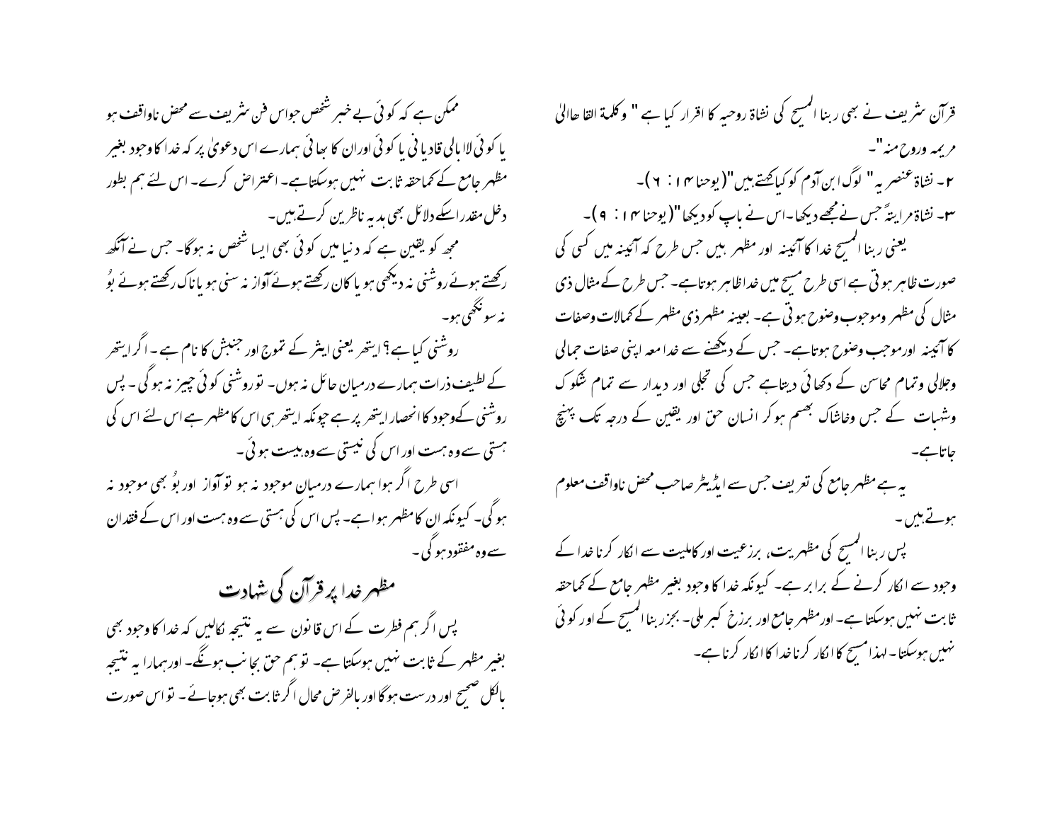قرآن شریف نے بھی ربنا المسیح کی نشاۃ روحیہ کا اقرار کیا ہے " وکلمۃ القاھاالیٰ مریمہ وروح منہ"۔

۲۔ نشاۃ عنصر یہ" لوگ ابن آدم کو کیا کہتے ہیں"(یوحنا ۱۴: ۶)۔

۳۔ نشاۃ مرایتہً جس نے مجھے دیکھا۔اس نے باپ کو دیکھا"(یوحنا ۱۴: ۹)۔

یعنی ربنا المسیح خدا کا آئینہ اور مظہر ہیں جس طرح کہ آئینہ میں کسی کی صورت ظاہر ہوتی ہے اسی طرح مسیح میں خدا ظاہر ہوتا ہے۔ جس طرح کے مثال ذی مثال کی مظہر وموجوب وضوح ہوتی ہے۔ بعینہ مظہر ذی مظہر کے کمالات وصفات کا آئینہ اور موجب وضوح ہوتا ہے۔ جس کے دیکھنے سے خدا معہ اپنی صفات جمالی وجلالی وتمام محاسن کے دکھائی دیتا ہے جس کی تجلی اور دیدار سے تمام شکوک وشبہات کے خس وخاشاک بھسم ہو کر انسان حق اور یقین کے درجہ تک پہنچ جاتا ہے۔

یہ ہے مظہر جامع کی تعریف جس سے ایڈیٹر صاحب محض ناواقف معلوم ہوتے ہیں۔

پس ربنا المسیح کی مظہریت، برزعیت اور کاملیت سے انکار کرنا خدا کے وجود سے انکار کرنے کے برابر ہے۔ کیونکہ خدا کا وجود بغیر مظہر جامع کے کماحقہ ثابت نہیں ہوسکتا ہے۔ اور مظہر جامع اور برزخ کبریٰ بجز ربنا المسیح کے اور کوئی نہیں ہوسکتا۔ لہذا مسیح کا انکار کرنا خدا کا انکار کرنا ہے۔

ممکن ہے کہ کوئی بے خبر شخص حواس فن شریف سے محض ناواقف ہو یا کوئی لاابالی قادیانی یا کوئی اوران کا بھائی ہمارے اس دعویٰ پر کہ خدا کا وجود بغیر مظہر جامع کے کماحقہ ثابت نہیں ہوسکتا ہے۔ اعتراض کرے۔ اس لئے ہم بطور دخل مقدراسکے دلائل بھی ہدیہ ناظرین کرتے ہیں۔

مجھ کو یقین ہے کہ دنیا میں کوئی بھی ایسا شخص نہ ہوگا۔ جس نے آنکھ رکھتے ہوئے روشنی نہ دیکھی ہو یا کان رکھتے ہوئے آواز نہ سنی ہو یاناک رکھتے ہوئے بُو نہ سونگھی ہو۔

روشنی کیا ہے؟ ایتھر یعنی ایشر کے تموج اور جنبش کا نام ہے۔ اگر ایتھر کے لطیف ذرات ہمارے درمیان حائل نہ ہوں۔ توروشنی کوئی چیز نہ ہوگی۔ پس روشنی کےوجود کا انحصار ایتھر پر ہے چونکہ ایتھر ہی اس کا مظہر ہے اس لئے اس کی ہستی سے وہ ہست اور اس کی نیستی سے وہ نیست ہوئی۔

اسی طرح اگر ہوا ہمارے درمیان موجود نہ ہو تو آواز اور بُو بھی موجود نہ ہوگی۔ کیونکہ ان کا مظہر ہوا ہے۔ پس اس کی ہستی سے وہ ہست اور اس کے فقدان سے وہ مفقود ہوگی۔

## مظہر خدا پر قرآن کی شہادت

پس اگر ہم فطرت کے اس قانون سے یہ نتیجہ نکالیں کہ خدا کا وجود بھی بغیر مظہر کے ثابت نہیں ہوسکتا ہے۔ تو ہم حق بجانب ہونگے۔ اور ہمارا یہ نتیجہ بالکل صحیح اور درست ہوگا اور بالفرض محال اگر ثابت بھی ہوجائے۔ تو اس صورت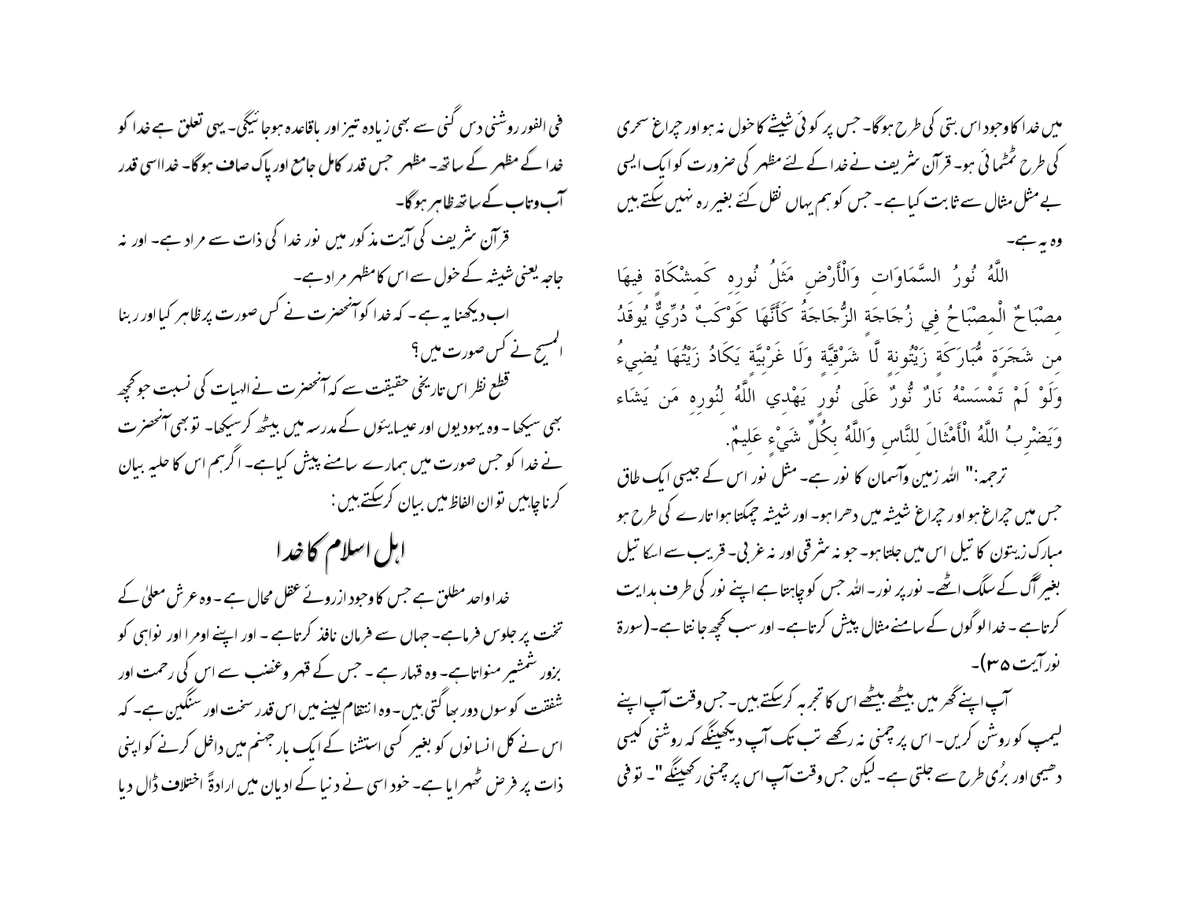میں خدا کا وجود اس بتی کی طرح ہوگا۔ جس پر کوئی شیشے کا خول نہ ہو اور چراغ سحری کی طرح ٹمٹمائی ہو۔ قرآن شریف نے خدا کے لئے مظہر کی ضرورت کو ایک ایسی بے مثل مثال سے ثابت کیا ہے۔ جس کو ہم یہاں نقل کئے بغیر رہ نہیں سکتے ہیں وہ یہ ہے۔

اللَّهُ نُورُ السَّمَاوَاتِ وَالْأَرْضِ مَثَلُ نُورِهِ كَمِشْكَاةٍ فِيهَا مِصْبَاحٌ الْمِصْبَاحُ فِي زُجَاجَةٍ الزُّجَاجَةُ كَأَنَّهَا كَوْكَبٌ دُرِّيٌّ يُوقَدُ مِن شَجَرَةٍ مُّبَارَكَةٍ زَيْتُونَةٍ لَّا شَرْقِيَّةٍ وَلَا غَرْبِيَّةٍ يَكَادُ زَيْتُهَا يُضِيءُ وَلَوْ لَمْ تَمْسَسْهُ نَارٌ نُّورٌ عَلَىٰ نُورٍ يَهْدِي اللَّهُ لِنُورِهِ مَن يَشَاءُ وَيَضْرِبُ اللَّهُ الْأَمْثَالَ لِلنَّاسِ وَاللَّهُ بِكُلِّ شَيْءٍ عَلِيمٌ.

ترجمہ: " اللہ زمین وآسمان کا نور ہے۔ مثل نور اس کے جیسی ایک طاق جس میں چراغ ہو اور چراغ شیشہ میں دھرا ہو۔ اور شیشہ چمکتا ہوا تارے کی طرح ہو مبارک زیتون کا تیل اس میں جلتا ہو۔ جو نہ شرقی اور نہ غربی۔ قریب سے اسکا تیل بغیر آگ کے سلگ اٹھے۔ نور پر نور۔ اللہ جس کو چاہتا ہے اپنے نور کی طرف ہدایت کرتا ہے۔ خدا لوگوں کے سامنے مثال پیش کرتا ہے۔ اور سب کچھ جانتا ہے۔ (سورۃ نور آیت ۳۵)۔

آپ اپنے گھر میں بیٹھے بیٹھے اس کا تجربہ کرسکتے ہیں۔ جس وقت آپ اپنے لیمپ کو روشن کریں۔ اس پر چمنی نہ رکھے تب تک آپ دیکھینگے کہ روشنی کیسی دھیمی اور بُری طرح سے جلتی ہے۔ لیکن جس وقت آپ اس پر چمنی رکھینگے "۔ تو فی الفور روشنی دس گنی سے بھی زیادہ تیز اور باقاعدہ ہوجائیگی۔ یہی تعلق ہے خدا کو خدا کے مظہر کے ساتھ۔ مظہر جس قدر کامل جامع اور پاک صاف ہوگا۔ خدا اسی قدر آب وتاب کے ساتھ ظاہر ہوگا۔

قرآن شریف کی آیت مذکور میں نور خدا کی ذات سے مراد ہے۔ اور نہ جاجہ یعنی شیشہ کے خول سے اس کا مظہر مراد ہے۔

اب دیکھنا یہ ہے۔ کہ خدا کو آنحضرت نے کس صورت پر ظاہر کیا اور ربنا المسیح نے کس صورت میں؟

قطع نظر اس تاریخی حقیقت سے کہ آنحضرت نے الہیات کی نسبت جو کچھ بھی سیکھا۔ وہ یہودیوں اور عیسائیوں کے مدرسہ میں بیٹھ کر سیکھا۔ تو بھی آنحضرت نے خدا کو جس صورت میں ہمارے سامنے پیش کیا ہے۔ اگر ہم اس کا حلیہ بیان کرنا چاہیں تو ان الفاظ میں بیان کرسکتے ہیں:

## اہل اسلام کا خدا

خدا واحد مطلق ہے جس کا وجود ازروئے عقل محال ہے۔ وہ عرش معلیٰ کے تخت پر جلوس فرماہے۔ جہاں سے فرمان نافذ کرتا ہے۔ اور اپنے اومرا اور نواہی کو بزور شمشیر منواتا ہے۔ وہ قہار ہے۔ جس کے قہر وغضب سے اس کی رحمت اور شفقت کوسوں دور بھاگتی ہیں۔ وہ انتقام لینے میں اس قدر سخت اور سنگین ہے۔ کہ اس نے کل انسانوں کو بغیر کسی استثنا کے ایک بار جہنم میں داخل کرنے کو اپنی ذات پر فرض ٹھہرایا ہے۔ خود اسی نے دنیا کے ادیان میں ارادۃً اختلاف ڈال دیا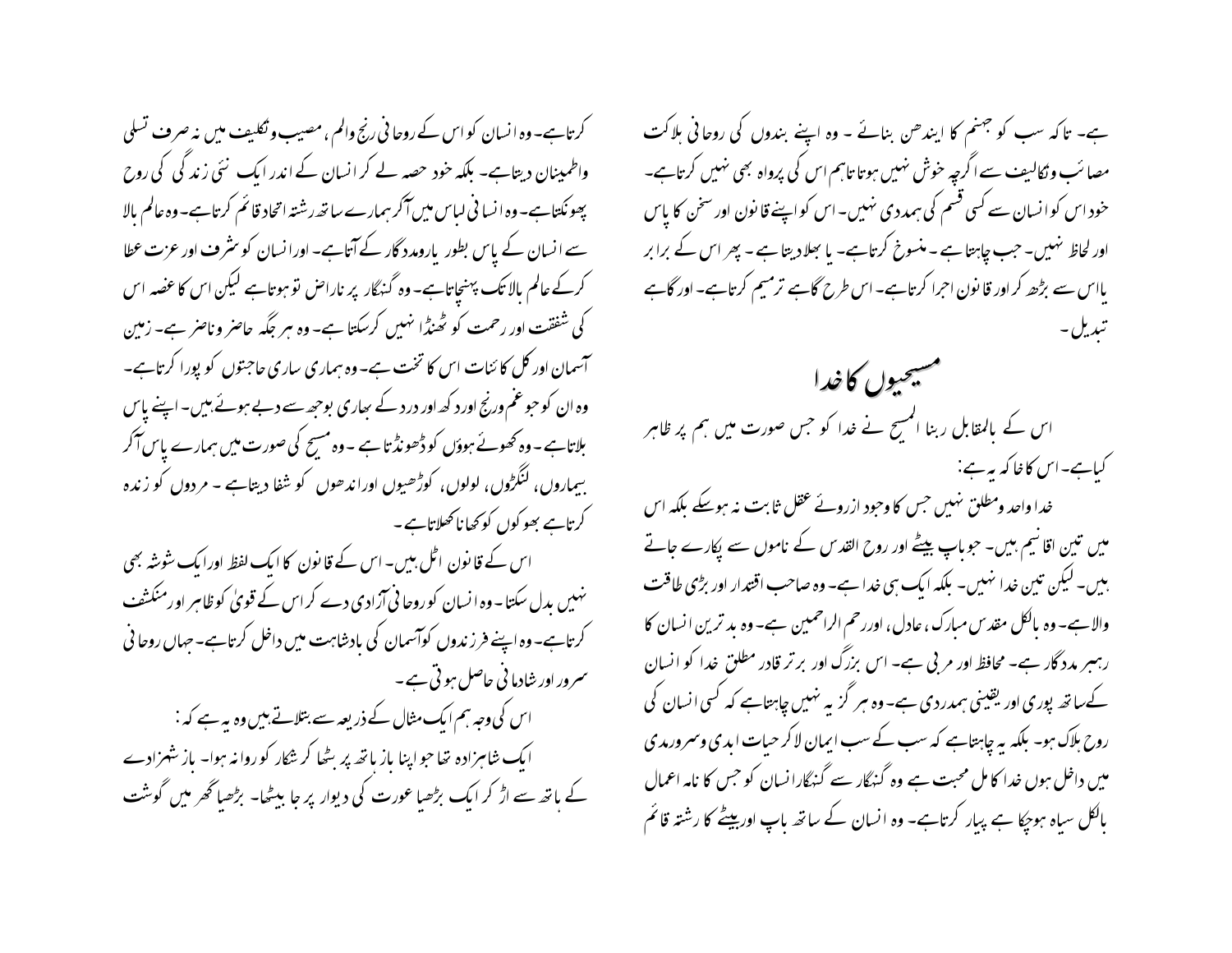ہے۔ تاکہ سب کو جہنم کا ایندھن بنائے ۔ وہ اپنے بندوں کی روحانی ہلاکت مصائب وتکالیف سے اگرچہ خوش نہیں ہوتا تاہم اس کی پرواہ بھی نہیں کرتاہے۔ خود اس کو انسان سے کسی قسم کی ہمدردی نہیں۔ اس کو اپنے قانون اور سخن کا پاس اور لحاظ نہیں۔ جب چاہتا ہے ۔ منسوخ کرتاہے۔ یا بھلادیتا ہے ۔ پھر اس کے برابر یااس سے بڑھ کر اور قانون اجرا کرتاہے۔ اس طرح گاہے ترمیم کرتاہے۔ اور گاہے تبدیل۔

## مسیحیوں کا خدا

اس کے بالمقابل ربنا المسیح نے خدا کو جس صورت میں ہم پر ظاہر کیاہے۔ اس کا خاکہ یہ ہے:

خدا واحد ومطلق نہیں جس کا وجود ازروئے عقل ثابت نہ ہوسکے بلکہ اس میں تین اقانیم ہیں۔ جو باپ بیٹے اور روح القدس کے ناموں سے پکارے جاتے ہیں۔ لیکن تین خدا نہیں۔ بلکہ ایک ہی خدا ہے۔ وہ صاحب اقتدار اور بڑی طاقت والاہے۔ وہ بالکل مقدس مبارک، عادل، اور رحم الراحمین ہے۔ وہ بد ترین انسان کا رہبر مددگار ہے۔ محافظ اور مربی ہے۔ اس بزرگ اور برتر قادر مطلق خدا کو انسان کے ساتھ پوری اور یقینی ہمدردی ہے۔ وہ ہر گز یہ نہیں چاہتاہے کہ کسی انسان کی روح ہلاک ہو۔ بلکہ یہ چاہتاہے کہ سب کے سب ایمان لاکر حیات ابدی وسرورمدی میں داخل ہوں خدا کامل محبت ہے وہ گنہگار سے گنہگار انسان کو جس کا نامہ اعمال بالکل سیاہ ہوچکا ہے پیار کرتاہے۔ وہ انسان کے ساتھ باپ اوربیٹے کا رشتہ قائم کرتاہے۔ وہ انسان کو اس کے روحانی رنج والم، مصیبت وتکلیف میں نہ صرف تسلی واطمینان دیتاہے۔ بلکہ خود حصہ لے کر انسان کے اندر ایک نئی زندگی کی روح پھونکتاہے۔ وہ انسانی لباس میں آکر ہمارے ساتھ رشتہ اتحاد قائم کرتاہے۔ وہ عالم بالا سے انسان کے پاس بطور یارومددگار کے آتاہے۔ اور انسان کو شرف اور عزت عطا کرکے عالم بالا تک پہنچاتاہے۔ وہ گنہگار پر ناراض تو ہوتاہے لیکن اس کا غصہ اس کی شفقت اور رحمت کو ٹھنڈا نہیں کرسکتا ہے۔ وہ ہر جگہ حاضر وناضر ہے۔ زمین آسمان اور کل کائنات اس کا تخت ہے۔ وہ ہماری ساری حاجتوں کو پورا کرتاہے۔ وہ ان کو جو غم ورنج اور دکھ اور درد کے بھاری بوجھ سے دبے ہوئے ہیں۔ اپنے پاس بلاتاہے۔ وہ کھوئے ہوؤں کو ڈھونڈتا ہے ۔ وہ مسیح کی صورت میں ہمارے پاس آکر بیماروں، لنگڑوں، لولوں، کوڑھیوں اور اندھوں کو شفا دیتاہے ۔ مردوں کو زندہ کرتاہے بھوکوں کو کھانا کھلاتاہے۔

اس کے قانون اٹل ہیں۔ اس کے قانون کا ایک لفظ اور ایک شوشہ بھی نہیں بدل سکتا۔ وہ انسان کو روحانی آزادی دے کر اس کے قویٰ کو ظاہر اور منکشف کرتاہے۔ وہ اپنے فرزندوں کو آسمان کی بادشاہت میں داخل کرتاہے۔ جہاں روحانی سرور اور شادمانی حاصل ہوتی ہے۔

اس کی وجہ ہم ایک مثال کے ذریعہ سے بتلاتے ہیں وہ یہ ہے کہ:

ایک شاہزادہ تھا جو اپنا باز ہاتھ پر بٹھا کر شکار کو روانہ ہوا۔ باز شہزادے کے ہاتھ سے اڑ کر ایک بڑھیا عورت کی دیوار پر جا بیٹھا۔ بڑھیا گھر میں گوشت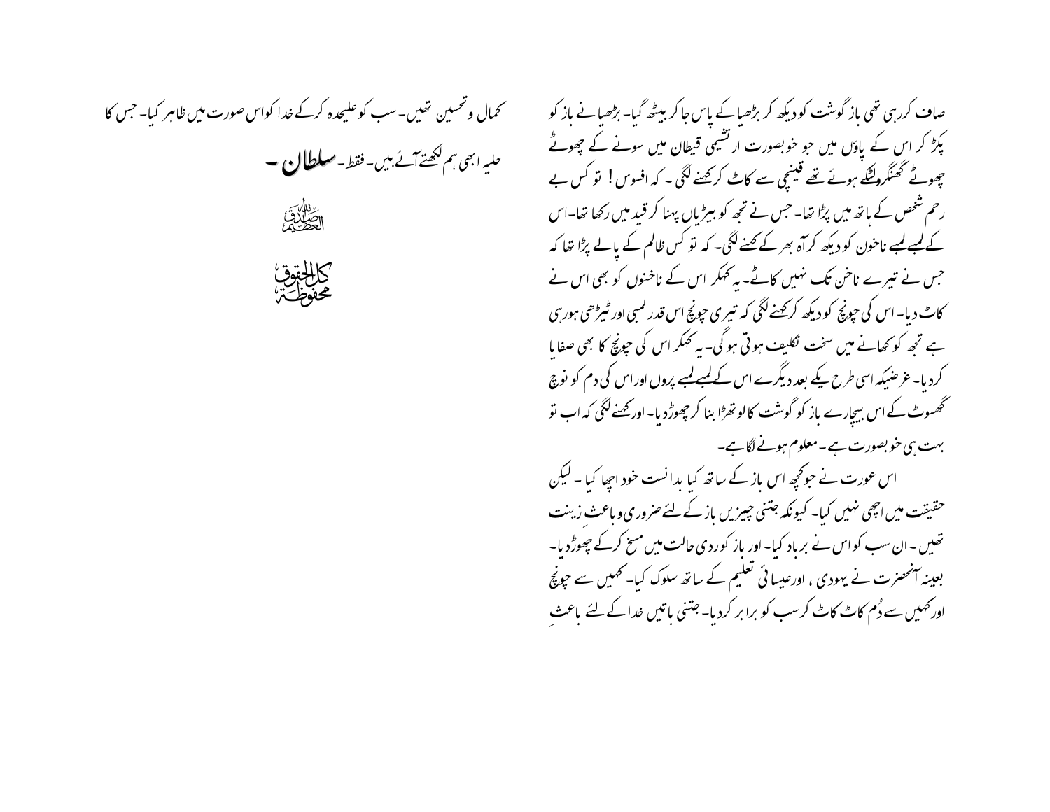صاف کر رہی تھی باز گوشت کو دیکھ کر بڑھیا کے پاس جا کر بیٹھ گیا۔ بڑھیا نے باز کو پکڑ کر اس کے پاؤں میں جو خوبصورت ار تشیمی قیطان میں سونے کے چھوٹے چھوٹے گھنگرو لٹکے ہوئے تھے قینچی سے کاٹ کر کہنے لگی ۔ کہ افسوس ! تو کس بے رحم شخص کے ہاتھ میں پڑا تھا۔ جس نے تجھ کو بیڑیاں پہنا کر قید میں رکھا تھا۔ اس کے لمبے لمبے ناخون کو دیکھ کر آہ بھر کے کہنے لگی۔ کہ تو کس ظالم کے پالے پڑا تھا کہ جس نے تیرے ناخن تک نہیں کاٹے۔ یہ کہکر اس کے ناخنوں کو بھی اس نے کاٹ دیا۔ اس کی چونچ کو دیکھ کر کہنے لگی کہ تیری چونچ اس قدر لمبی اور ٹیڑھی ہو رہی ہے تجھ کو کھانے میں سخت تکلیف ہوتی ہوگی۔ یہ کہکر اس کی چونچ کا بھی صفایا کر دیا۔ غرضیکہ اسی طرح یکے بعد دیگرے اس کے لمبے لمبے پروں اور اس کی دم کو نوچ گھسوٹ کے اس بیچارے باز کو گوشت کا لوتھڑا بنا کر چھوڑ دیا۔ اور کہنے لگی کہ اب تو بہت ہی خوبصورت ہے۔ معلوم ہونے لگا ہے۔

اس عورت نے جو کچھ اس باز کے ساتھ کیا بدانست خود اچھا کیا ۔ لیکن حقیقت میں اچھی نہیں کیا۔ کیونکہ جتنی چیزیں باز کے لئے ضروری و باعث زینت تھیں ۔ ان سب کو اس نے برباد کیا۔ اور باز کو ردی حالت میں مسخ کر کے چھوڑ دیا۔ بعینہ آنحضرت نے یہودی ، اور عیسائی تعلیم کے ساتھ سلوک کیا۔ کہیں سے چونچ اور کہیں سے دُم کاٹ کاٹ کر سب کو برابر کر دیا۔ جتنی باتیں خدا کے لئے باعثِ کمال و تحسین تھیں۔ سب کو علیحدہ کر کے خدا کو اس صورت میں ظاہر کیا۔ جس کا حلیہ ابھی ہم لکھتے آئے ہیں۔ فقط۔ **سلطان ۔**

صدق اللہ العظیم

کل الحقوق محفوظۃ